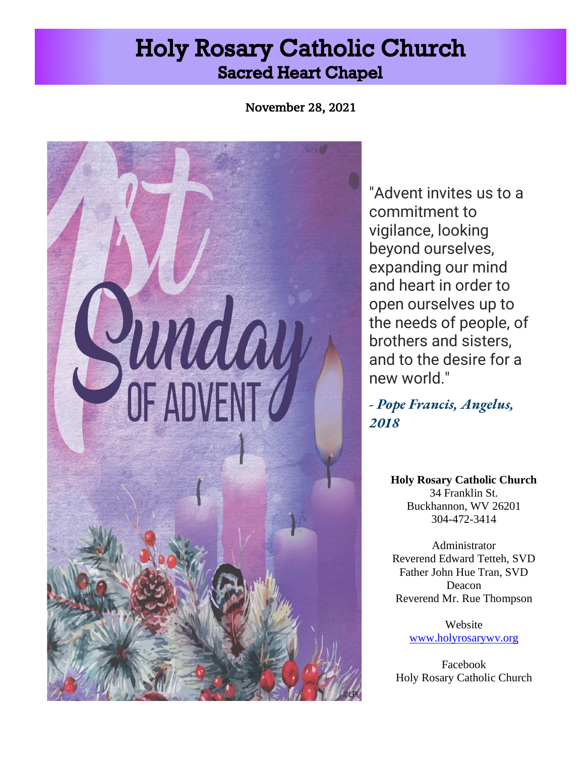# Holy Rosary Catholic Church
## Sacred Heart Chapel

November 28, 2021

1st Sunday OF ADVENT

"Advent invites us to a commitment to vigilance, looking beyond ourselves, expanding our mind and heart in order to open ourselves up to the needs of people, of brothers and sisters, and to the desire for a new world."

*- Pope Francis, Angelus, 2018*

**Holy Rosary Catholic Church**
34 Franklin St.
Buckhannon, WV 26201
304-472-3414

Administrator
Reverend Edward Tetteh, SVD
Father John Hue Tran, SVD
Deacon
Reverend Mr. Rue Thompson

Website
www.holyrosarywv.org

Facebook
Holy Rosary Catholic Church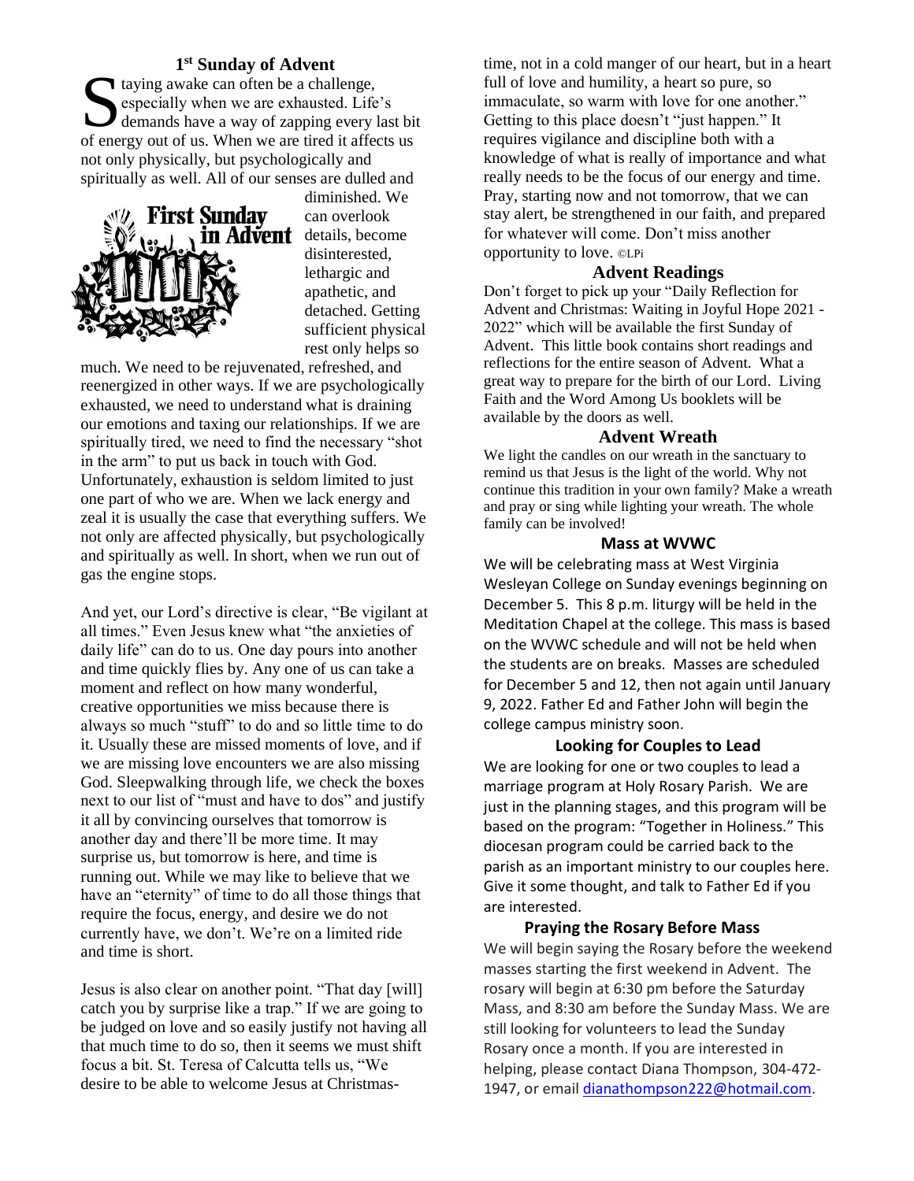## 1st Sunday of Advent

Staying awake can often be a challenge, especially when we are exhausted. Life's demands have a way of zapping every last bit of energy out of us. When we are tired it affects us not only physically, but psychologically and spiritually as well. All of our senses are dulled and diminished. We can overlook details, become disinterested, lethargic and apathetic, and detached. Getting sufficient physical rest only helps so much. We need to be rejuvenated, refreshed, and reenergized in other ways. If we are psychologically exhausted, we need to understand what is draining our emotions and taxing our relationships. If we are spiritually tired, we need to find the necessary "shot in the arm" to put us back in touch with God. Unfortunately, exhaustion is seldom limited to just one part of who we are. When we lack energy and zeal it is usually the case that everything suffers. We not only are affected physically, but psychologically and spiritually as well. In short, when we run out of gas the engine stops.

And yet, our Lord's directive is clear, "Be vigilant at all times." Even Jesus knew what "the anxieties of daily life" can do to us. One day pours into another and time quickly flies by. Any one of us can take a moment and reflect on how many wonderful, creative opportunities we miss because there is always so much "stuff" to do and so little time to do it. Usually these are missed moments of love, and if we are missing love encounters we are also missing God. Sleepwalking through life, we check the boxes next to our list of "must and have to dos" and justify it all by convincing ourselves that tomorrow is another day and there'll be more time. It may surprise us, but tomorrow is here, and time is running out. While we may like to believe that we have an "eternity" of time to do all those things that require the focus, energy, and desire we do not currently have, we don't. We're on a limited ride and time is short.

Jesus is also clear on another point. "That day [will] catch you by surprise like a trap." If we are going to be judged on love and so easily justify not having all that much time to do so, then it seems we must shift focus a bit. St. Teresa of Calcutta tells us, "We desire to be able to welcome Jesus at Christmas-time, not in a cold manger of our heart, but in a heart full of love and humility, a heart so pure, so immaculate, so warm with love for one another." Getting to this place doesn't "just happen." It requires vigilance and discipline both with a knowledge of what is really of importance and what really needs to be the focus of our energy and time. Pray, starting now and not tomorrow, that we can stay alert, be strengthened in our faith, and prepared for whatever will come. Don't miss another opportunity to love. ©LPi

## Advent Readings

Don't forget to pick up your "Daily Reflection for Advent and Christmas: Waiting in Joyful Hope 2021 - 2022" which will be available the first Sunday of Advent. This little book contains short readings and reflections for the entire season of Advent. What a great way to prepare for the birth of our Lord. Living Faith and the Word Among Us booklets will be available by the doors as well.

## Advent Wreath

We light the candles on our wreath in the sanctuary to remind us that Jesus is the light of the world. Why not continue this tradition in your own family? Make a wreath and pray or sing while lighting your wreath. The whole family can be involved!

## Mass at WVWC

We will be celebrating mass at West Virginia Wesleyan College on Sunday evenings beginning on December 5. This 8 p.m. liturgy will be held in the Meditation Chapel at the college. This mass is based on the WVWC schedule and will not be held when the students are on breaks. Masses are scheduled for December 5 and 12, then not again until January 9, 2022. Father Ed and Father John will begin the college campus ministry soon.

## Looking for Couples to Lead

We are looking for one or two couples to lead a marriage program at Holy Rosary Parish. We are just in the planning stages, and this program will be based on the program: "Together in Holiness." This diocesan program could be carried back to the parish as an important ministry to our couples here. Give it some thought, and talk to Father Ed if you are interested.

## Praying the Rosary Before Mass

We will begin saying the Rosary before the weekend masses starting the first weekend in Advent. The rosary will begin at 6:30 pm before the Saturday Mass, and 8:30 am before the Sunday Mass. We are still looking for volunteers to lead the Sunday Rosary once a month. If you are interested in helping, please contact Diana Thompson, 304-472-1947, or email dianathompson222@hotmail.com.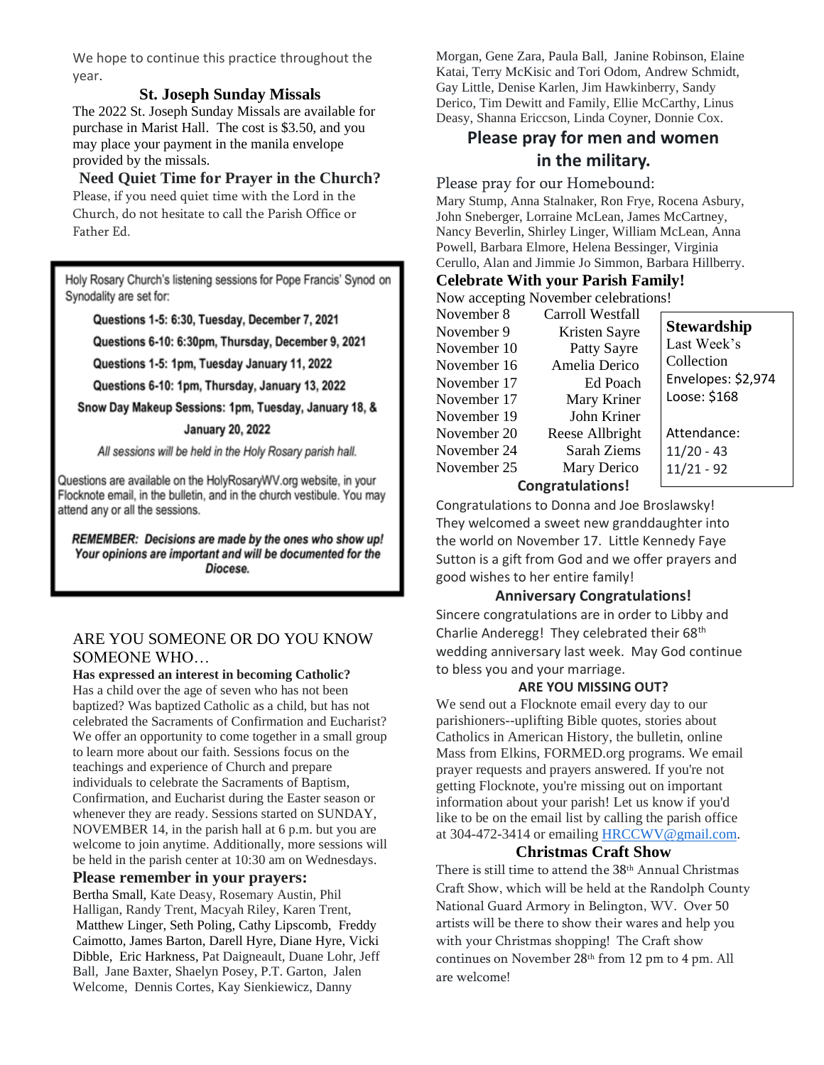We hope to continue this practice throughout the year.

### St. Joseph Sunday Missals

The 2022 St. Joseph Sunday Missals are available for purchase in Marist Hall. The cost is $3.50, and you may place your payment in the manila envelope provided by the missals.

### Need Quiet Time for Prayer in the Church?

Please, if you need quiet time with the Lord in the Church, do not hesitate to call the Parish Office or Father Ed.

Holy Rosary Church's listening sessions for Pope Francis' Synod on Synodality are set for:

**Questions 1-5: 6:30, Tuesday, December 7, 2021**

**Questions 6-10: 6:30pm, Thursday, December 9, 2021**

**Questions 1-5: 1pm, Tuesday January 11, 2022**

**Questions 6-10: 1pm, Thursday, January 13, 2022**

**Snow Day Makeup Sessions: 1pm, Tuesday, January 18, & January 20, 2022**

*All sessions will be held in the Holy Rosary parish hall.*

Questions are available on the HolyRosaryWV.org website, in your Flocknote email, in the bulletin, and in the church vestibule. You may attend any or all the sessions.

***REMEMBER: Decisions are made by the ones who show up! Your opinions are important and will be documented for the Diocese.***

### ARE YOU SOMEONE OR DO YOU KNOW SOMEONE WHO…

**Has expressed an interest in becoming Catholic?** Has a child over the age of seven who has not been baptized? Was baptized Catholic as a child, but has not celebrated the Sacraments of Confirmation and Eucharist? We offer an opportunity to come together in a small group to learn more about our faith. Sessions focus on the teachings and experience of Church and prepare individuals to celebrate the Sacraments of Baptism, Confirmation, and Eucharist during the Easter season or whenever they are ready. Sessions started on SUNDAY, NOVEMBER 14, in the parish hall at 6 p.m. but you are welcome to join anytime. Additionally, more sessions will be held in the parish center at 10:30 am on Wednesdays.

### Please remember in your prayers:

Bertha Small, Kate Deasy, Rosemary Austin, Phil Halligan, Randy Trent, Macyah Riley, Karen Trent, Matthew Linger, Seth Poling, Cathy Lipscomb, Freddy Caimotto, James Barton, Darell Hyre, Diane Hyre, Vicki Dibble, Eric Harkness, Pat Daigneault, Duane Lohr, Jeff Ball, Jane Baxter, Shaelyn Posey, P.T. Garton, Jalen Welcome, Dennis Cortes, Kay Sienkiewicz, Danny Morgan, Gene Zara, Paula Ball, Janine Robinson, Elaine Katai, Terry McKisic and Tori Odom, Andrew Schmidt, Gay Little, Denise Karlen, Jim Hawkinberry, Sandy Derico, Tim Dewitt and Family, Ellie McCarthy, Linus Deasy, Shanna Ericcson, Linda Coyner, Donnie Cox.

### Please pray for men and women in the military.

Please pray for our Homebound:

Mary Stump, Anna Stalnaker, Ron Frye, Rocena Asbury, John Sneberger, Lorraine McLean, James McCartney, Nancy Beverlin, Shirley Linger, William McLean, Anna Powell, Barbara Elmore, Helena Bessinger, Virginia Cerullo, Alan and Jimmie Jo Simmon, Barbara Hillberry.

### Celebrate With your Parish Family!

Now accepting November celebrations!

| | |
|---|---|
| November 8 | Carroll Westfall |
| November 9 | Kristen Sayre |
| November 10 | Patty Sayre |
| November 16 | Amelia Derico |
| November 17 | Ed Poach |
| November 17 | Mary Kriner |
| November 19 | John Kriner |
| November 20 | Reese Allbright |
| November 24 | Sarah Ziems |
| November 25 | Mary Derico |

**Stewardship**

Last Week's Collection

Envelopes: $2,974

Loose: $168

Attendance:

11/20 - 43

11/21 - 92

### Congratulations!

Congratulations to Donna and Joe Broslawsky! They welcomed a sweet new granddaughter into the world on November 17. Little Kennedy Faye Sutton is a gift from God and we offer prayers and good wishes to her entire family!

### Anniversary Congratulations!

Sincere congratulations are in order to Libby and Charlie Anderegg! They celebrated their 68th wedding anniversary last week. May God continue to bless you and your marriage.

### ARE YOU MISSING OUT?

We send out a Flocknote email every day to our parishioners--uplifting Bible quotes, stories about Catholics in American History, the bulletin, online Mass from Elkins, FORMED.org programs. We email prayer requests and prayers answered. If you're not getting Flocknote, you're missing out on important information about your parish! Let us know if you'd like to be on the email list by calling the parish office at 304-472-3414 or emailing HRCCWV@gmail.com.

### Christmas Craft Show

There is still time to attend the 38th Annual Christmas Craft Show, which will be held at the Randolph County National Guard Armory in Belington, WV. Over 50 artists will be there to show their wares and help you with your Christmas shopping! The Craft show continues on November 28th from 12 pm to 4 pm. All are welcome!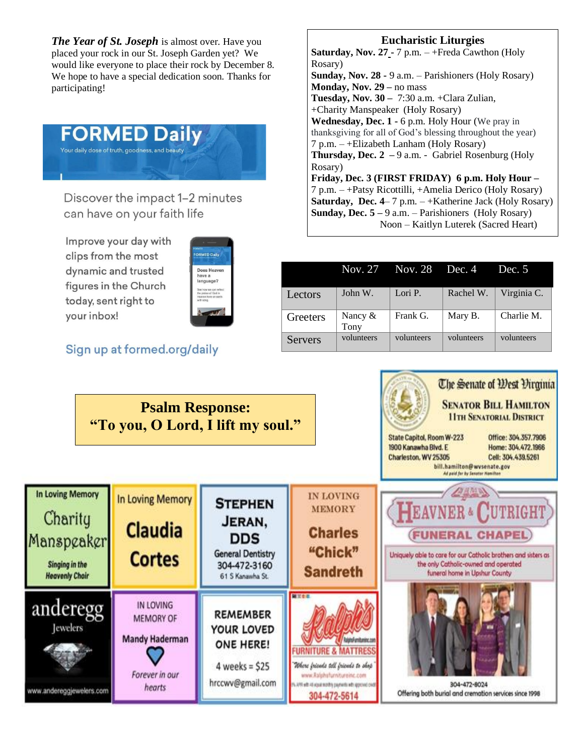***The Year of St. Joseph*** is almost over. Have you placed your rock in our St. Joseph Garden yet? We would like everyone to place their rock by December 8. We hope to have a special dedication soon. Thanks for participating!

**FORMED Daily**

Your daily dose of truth, goodness, and beauty

Discover the impact 1–2 minutes can have on your faith life

Improve your day with clips from the most dynamic and trusted figures in the Church today, sent right to your inbox!

Sign up at formed.org/daily

## Eucharistic Liturgies

**Saturday, Nov. 27** - 7 p.m. – +Freda Cawthon (Holy Rosary)
**Sunday, Nov. 28** - 9 a.m. – Parishioners (Holy Rosary)
**Monday, Nov. 29 –** no mass
**Tuesday, Nov. 30 –** 7:30 a.m. +Clara Zulian, +Charity Manspeaker (Holy Rosary)
**Wednesday, Dec. 1** - 6 p.m. Holy Hour (We pray in thanksgiving for all of God's blessing throughout the year)
7 p.m. – +Elizabeth Lanham (Holy Rosary)
**Thursday, Dec. 2** – 9 a.m. - Gabriel Rosenburg (Holy Rosary)
**Friday, Dec. 3 (FIRST FRIDAY) 6 p.m. Holy Hour –**
7 p.m. – +Patsy Ricottilli, +Amelia Derico (Holy Rosary)
**Saturday, Dec. 4**– 7 p.m. – +Katherine Jack (Holy Rosary)
**Sunday, Dec. 5** – 9 a.m. – Parishioners (Holy Rosary)
Noon – Kaitlyn Luterek (Sacred Heart)

| | Nov. 27 | Nov. 28 | Dec. 4 | Dec. 5 |
|---|---|---|---|---|
| Lectors | John W. | Lori P. | Rachel W. | Virginia C. |
| Greeters | Nancy & Tony | Frank G. | Mary B. | Charlie M. |
| Servers | volunteers | volunteers | volunteers | volunteers |

**Psalm Response:**
**"To you, O Lord, I lift my soul."**

The Senate of West Virginia
SENATOR BILL HAMILTON
11TH SENATORIAL DISTRICT
State Capitol, Room W-223
1900 Kanawha Blvd. E
Charleston, WV 25305
Office: 304.357.7906
Home: 304.472.1966
Cell: 304.439.5261
bill.hamilton@wvsenate.gov
Ad paid for by Senator Hamilton

In Loving Memory
Charity Manspeaker
Singing in the Heavenly Choir

In Loving Memory
Claudia Cortes

STEPHEN JERAN, DDS
General Dentistry
304-472-3160
61 S Kanawha St.

IN LOVING MEMORY
Charles "Chick" Sandreth

HEAVNER & CUTRIGHT FUNERAL CHAPEL
Uniquely able to care for our Catholic brothers and sisters as the only Catholic-owned and operated funeral home in Upshur County
304-472-8024
Offering both burial and cremation services since 1998

anderegg Jewelers
www.andereggjewelers.com

IN LOVING MEMORY OF
Mandy Haderman
Forever in our hearts

REMEMBER YOUR LOVED ONE HERE!
4 weeks = $25
hrccwv@gmail.com

Ralph's FURNITURE & MATTRESS
"Where friends tell friends to shop"
www.Ralphsfurnitureinc.com
304-472-5614